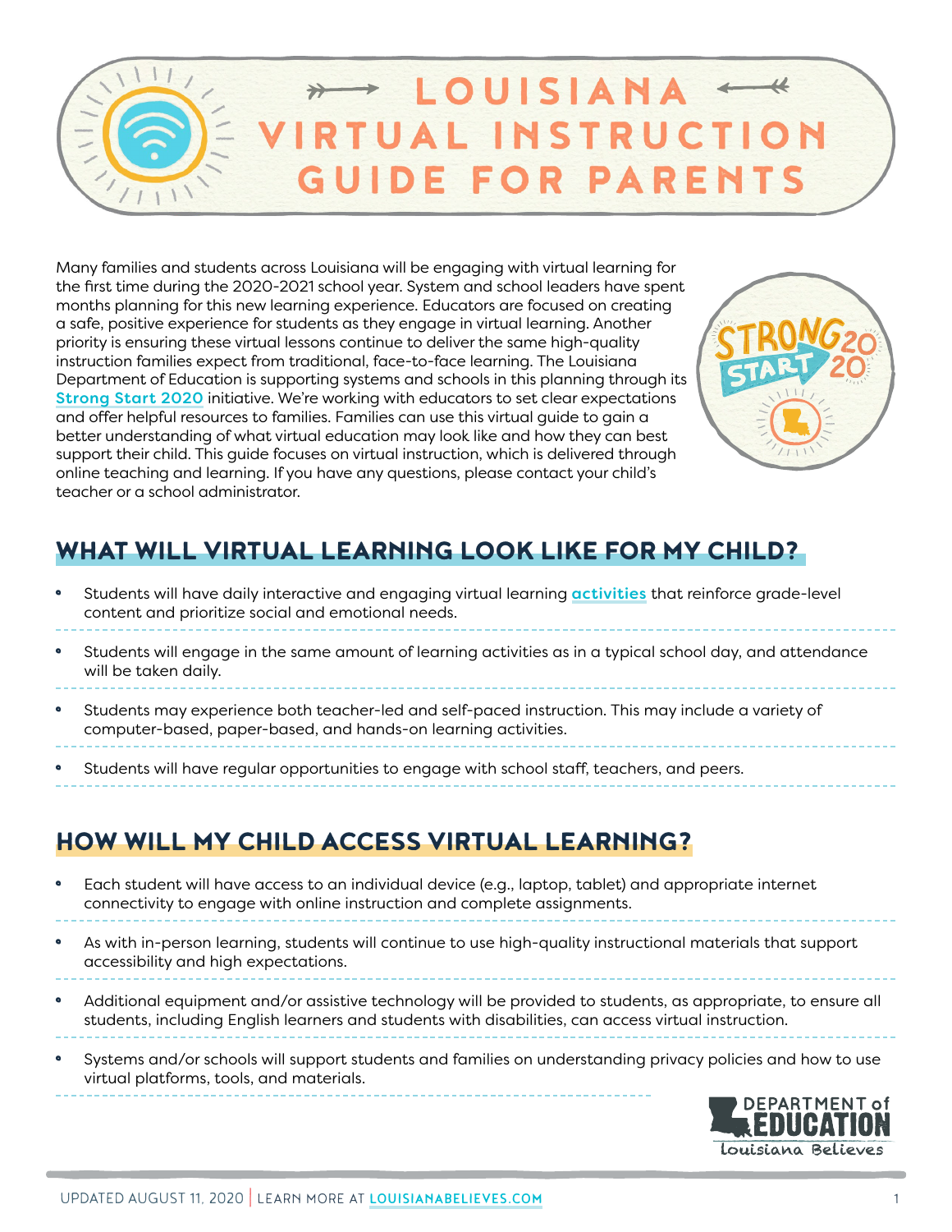# LOUISIANA VIRTUAL INSTRUCTION GUIDE FOR PARENTS

Many families and students across Louisiana will be engaging with virtual learning for the first time during the 2020-2021 school year. System and school leaders have spent months planning for this new learning experience. Educators are focused on creating a safe, positive experience for students as they engage in virtual learning. Another priority is ensuring these virtual lessons continue to deliver the same high-quality instruction families expect from traditional, face-to-face learning. The Louisiana Department of Education is supporting systems and schools in this planning through its **Strong Start 2020** initiative. We're working with educators to set clear expectations and offer helpful resources to families. Families can use this virtual guide to gain a better understanding of what virtual education may look like and how they can best support their child. This guide focuses on virtual instruction, which is delivered through online teaching and learning. If you have any questions, please contact your child's teacher or a school administrator.

## WHAT WILL VIRTUAL LEARNING LOOK LIKE FOR MY CHILD?

- Students will have daily interactive and engaging virtual learning **activities** that reinforce grade-level content and prioritize social and emotional needs.
- Students will engage in the same amount of learning activities as in a typical school day, and attendance will be taken daily.
- Students may experience both teacher-led and self-paced instruction. This may include a variety of computer-based, paper-based, and hands-on learning activities.
- Students will have regular opportunities to engage with school staff, teachers, and peers.

## HOW WILL MY CHILD ACCESS VIRTUAL LEARNING?

- Each student will have access to an individual device (e.g., laptop, tablet) and appropriate internet connectivity to engage with online instruction and complete assignments.
- As with in-person learning, students will continue to use high-quality instructional materials that support accessibility and high expectations.
- Additional equipment and/or assistive technology will be provided to students, as appropriate, to ensure all students, including English learners and students with disabilities, can access virtual instruction.
- Systems and/or schools will support students and families on understanding privacy policies and how to use virtual platforms, tools, and materials.

UPDATED AUGUST 11, 2020 | LEARN MORE AT **LOUISIANABELIEVES.COM**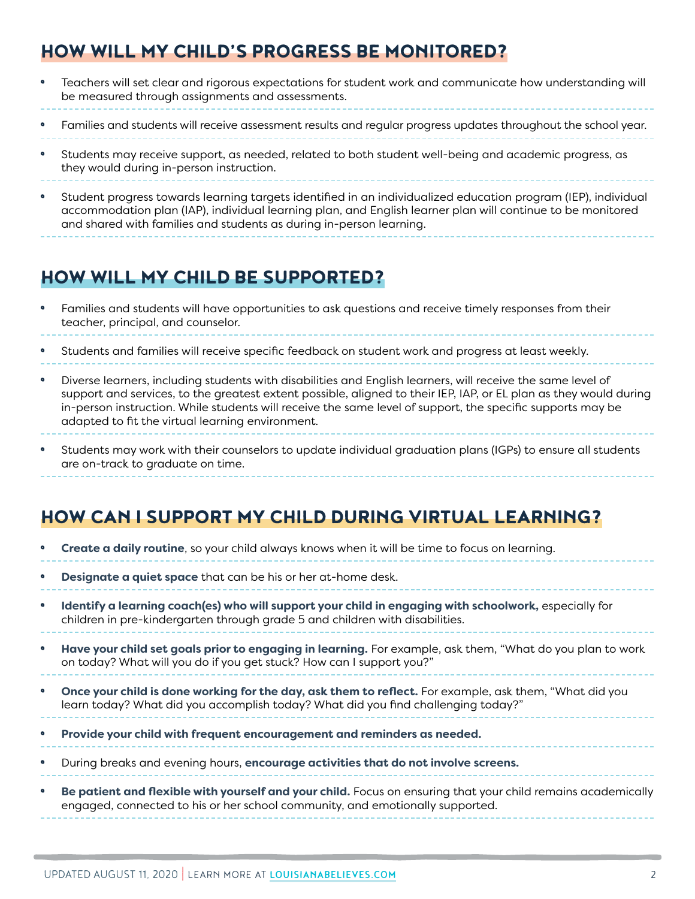## HOW WILL MY CHILD'S PROGRESS BE MONITORED?

- Teachers will set clear and rigorous expectations for student work and communicate how understanding will be measured through assignments and assessments.
- Families and students will receive assessment results and regular progress updates throughout the school year.
- Students may receive support, as needed, related to both student well-being and academic progress, as they would during in-person instruction.
- Student progress towards learning targets identified in an individualized education program (IEP), individual accommodation plan (IAP), individual learning plan, and English learner plan will continue to be monitored and shared with families and students as during in-person learning.

## HOW WILL MY CHILD BE SUPPORTED?

- Families and students will have opportunities to ask questions and receive timely responses from their teacher, principal, and counselor.
- Students and families will receive specific feedback on student work and progress at least weekly.
- Diverse learners, including students with disabilities and English learners, will receive the same level of support and services, to the greatest extent possible, aligned to their IEP, IAP, or EL plan as they would during in-person instruction. While students will receive the same level of support, the specific supports may be adapted to fit the virtual learning environment.
- Students may work with their counselors to update individual graduation plans (IGPs) to ensure all students are on-track to graduate on time.

## HOW CAN I SUPPORT MY CHILD DURING VIRTUAL LEARNING?

- **Create a daily routine**, so your child always knows when it will be time to focus on learning.
- **Designate a quiet space** that can be his or her at-home desk.
- **Identify a learning coach(es) who will support your child in engaging with schoolwork,** especially for children in pre-kindergarten through grade 5 and children with disabilities.
- **Have your child set goals prior to engaging in learning.** For example, ask them, "What do you plan to work on today? What will you do if you get stuck? How can I support you?"
- **Once your child is done working for the day, ask them to reflect.** For example, ask them, "What did you learn today? What did you accomplish today? What did you find challenging today?"
- **Provide your child with frequent encouragement and reminders as needed.**
- During breaks and evening hours, **encourage activities that do not involve screens.**
- **Be patient and flexible with yourself and your child.** Focus on ensuring that your child remains academically engaged, connected to his or her school community, and emotionally supported.

UPDATED AUGUST 11, 2020 | LEARN MORE AT LOUISIANABELIEVES.COM